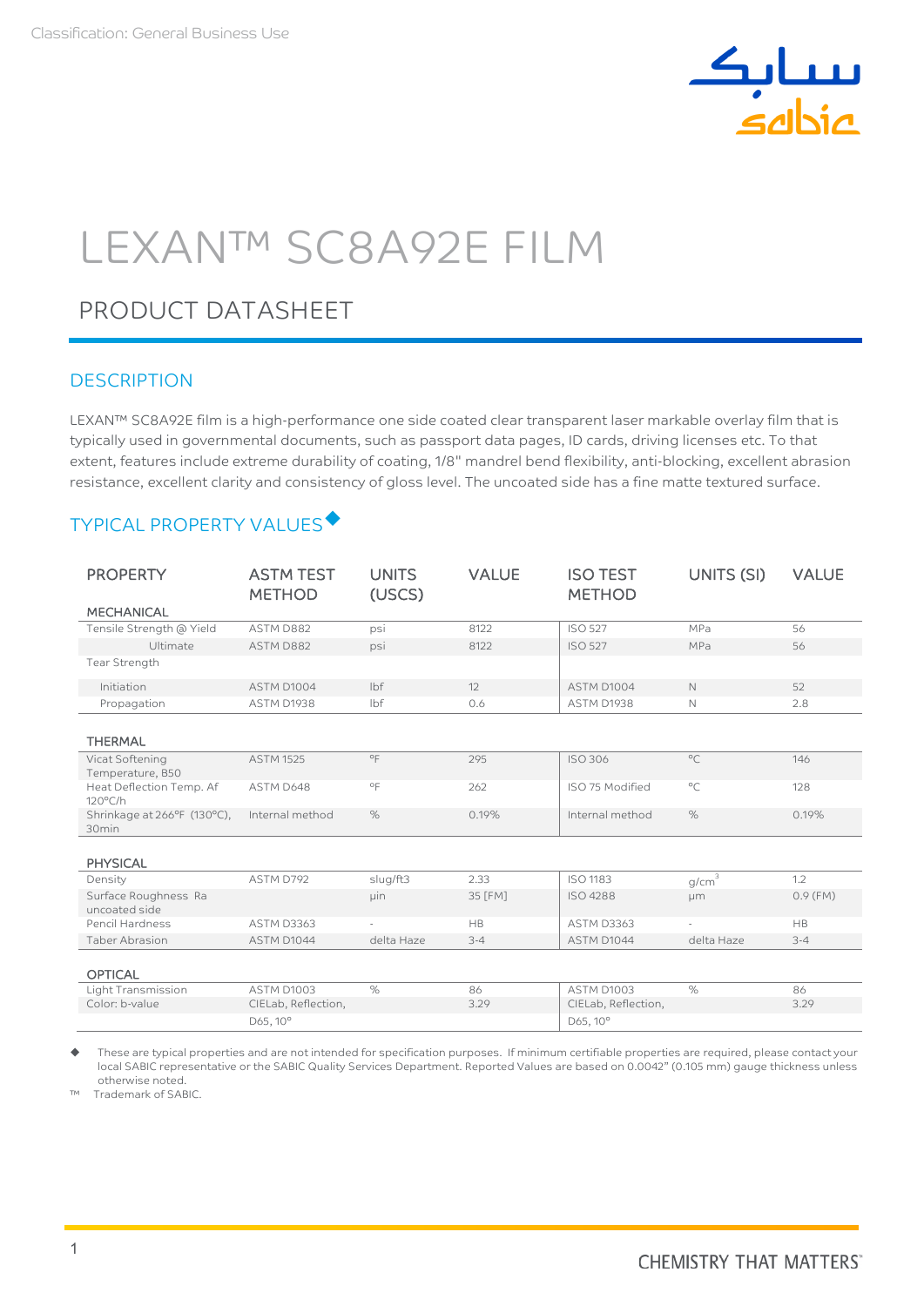Classification: General Business Use

# LEXAN™ SC8A92E FILM

## PRODUCT DATASHEET

### DESCRIPTION

LEXAN™ SC8A92E film is a high-performance one side coated clear transparent laser markable overlay film that is typically used in governmental documents, such as passport data pages, ID cards, driving licenses etc. To that extent, features include extreme durability of coating, 1/8" mandrel bend flexibility, anti-blocking, excellent abrasion resistance, excellent clarity and consistency of gloss level. The uncoated side has a fine matte textured surface.

### TYPICAL PROPERTY VALUES◆

| PROPERTY | ASTM TEST METHOD | UNITS (USCS) | VALUE | ISO TEST METHOD | UNITS (SI) | VALUE |
|---|---|---|---|---|---|---|
| **MECHANICAL** | | | | | | |
| Tensile Strength @ Yield | ASTM D882 | psi | 8122 | ISO 527 | MPa | 56 |
| Ultimate | ASTM D882 | psi | 8122 | ISO 527 | MPa | 56 |
| Tear Strength | | | | | | |
| Initiation | ASTM D1004 | lbf | 12 | ASTM D1004 | N | 52 |
| Propagation | ASTM D1938 | lbf | 0.6 | ASTM D1938 | N | 2.8 |
| **THERMAL** | | | | | | |
| Vicat Softening Temperature, B50 | ASTM 1525 | °F | 295 | ISO 306 | °C | 146 |
| Heat Deflection Temp. Af 120°C/h | ASTM D648 | °F | 262 | ISO 75 Modified | °C | 128 |
| Shrinkage at 266°F (130°C), 30min | Internal method | % | 0.19% | Internal method | % | 0.19% |
| **PHYSICAL** | | | | | | |
| Density | ASTM D792 | slug/ft3 | 2.33 | ISO 1183 | g/cm³ | 1.2 |
| Surface Roughness Ra uncoated side | | µin | 35 [FM] | ISO 4288 | µm | 0.9 (FM) |
| Pencil Hardness | ASTM D3363 | - | HB | ASTM D3363 | - | HB |
| Taber Abrasion | ASTM D1044 | delta Haze | 3-4 | ASTM D1044 | delta Haze | 3-4 |
| **OPTICAL** | | | | | | |
| Light Transmission | ASTM D1003 | % | 86 | ASTM D1003 | % | 86 |
| Color: b-value | CIELab, Reflection, D65, 10° | | 3.29 | CIELab, Reflection, D65, 10° | | 3.29 |

◆ These are typical properties and are not intended for specification purposes. If minimum certifiable properties are required, please contact your local SABIC representative or the SABIC Quality Services Department. Reported Values are based on 0.0042" (0.105 mm) gauge thickness unless otherwise noted.

™ Trademark of SABIC.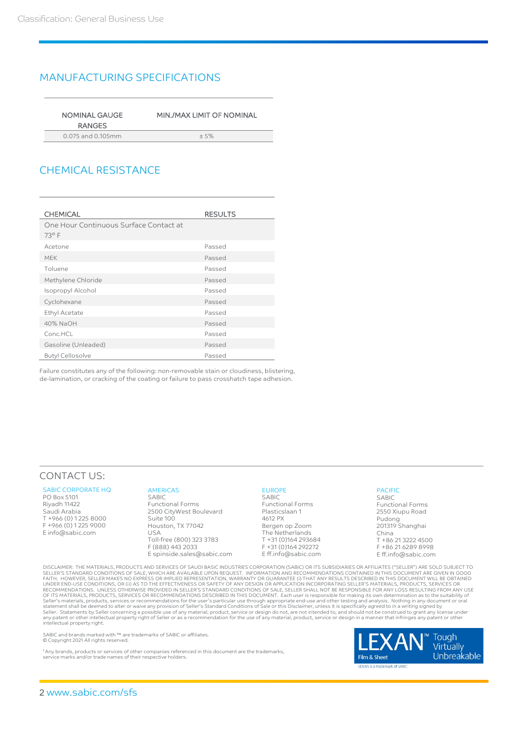## MANUFACTURING SPECIFICATIONS

| NOMINAL GAUGE RANGES | MIN./MAX LIMIT OF NOMINAL |
|---|---|
| 0.075 and 0.105mm | ± 5% |

## CHEMICAL RESISTANCE

| CHEMICAL | RESULTS |
|---|---|
| One Hour Continuous Surface Contact at 73° F | |
| Acetone | Passed |
| MEK | Passed |
| Toluene | Passed |
| Methylene Chloride | Passed |
| Isopropyl Alcohol | Passed |
| Cyclohexane | Passed |
| Ethyl Acetate | Passed |
| 40% NaOH | Passed |
| Conc.HCL | Passed |
| Gasoline (Unleaded) | Passed |
| Butyl Cellosolve | Passed |

Failure constitutes any of the following: non-removable stain or cloudiness, blistering, de-lamination, or cracking of the coating or failure to pass crosshatch tape adhesion.

## CONTACT US:

**SABIC CORPORATE HQ**
PO Box 5101
Riyadh 11422
Saudi Arabia
T +966 (0) 1 225 8000
F +966 (0) 1 225 9000
E info@sabic.com

**AMERICAS**
SABIC
Functional Forms
2500 CityWest Boulevard
Suite 100
Houston, TX 77042
USA
Toll-free (800) 323 3783
F (888) 443 2033
E spinside.sales@sabic.com

**EUROPE**
SABIC
Functional Forms
Plasticslaan 1
4612 PX
Bergen op Zoom
The Netherlands
T +31 (0)164 293684
F +31 (0)164 292272
E ff.info@sabic.com

**PACIFIC**
SABIC
Functional Forms
2550 Xiupu Road
Pudong
201319 Shanghai
China
T +86 21 3222 4500
F +86 21 6289 8998
E ff.info@sabic.com

DISCLAIMER: THE MATERIALS, PRODUCTS AND SERVICES OF SAUDI BASIC INDUSTRIES CORPORATION (SABIC) OR ITS SUBSIDIARIES OR AFFILIATES ("SELLER") ARE SOLD SUBJECT TO SELLER'S STANDARD CONDITIONS OF SALE, WHICH ARE AVAILABLE UPON REQUEST. INFORMATION AND RECOMMENDATIONS CONTAINED IN THIS DOCUMENT ARE GIVEN IN GOOD FAITH. HOWEVER, SELLER MAKES NO EXPRESS OR IMPLIED REPRESENTATION, WARRANTY OR GUARANTEE (i) THAT ANY RESULTS DESCRIBED IN THIS DOCUMENT WILL BE OBTAINED UNDER END-USE CONDITIONS, OR (ii) AS TO THE EFFECTIVENESS OR SAFETY OF ANY DESIGN OR APPLICATION INCORPORATING SELLER'S MATERIALS, PRODUCTS, SERVICES OR RECOMMENDATIONS. UNLESS OTHERWISE PROVIDED IN SELLER'S STANDARD CONDITIONS OF SALE, SELLER SHALL NOT BE RESPONSIBLE FOR ANY LOSS RESULTING FROM ANY USE OF ITS MATERIALS, PRODUCTS, SERVICES OR RECOMMENDATIONS DESCRIBED IN THIS DOCUMENT. Each user is responsible for making its own determination as to the suitability of Seller's materials, products, services or recommendations for the user's particular use through appropriate end-use and other testing and analysis. Nothing in any document or oral statement shall be deemed to alter or waive any provision of Seller's Standard Conditions of Sale or this Disclaimer, unless it is specifically agreed to in a writing signed by Seller. Statements by Seller concerning a possible use of any material, product, service or design do not, are not intended to, and should not be construed to grant any license under any patent or other intellectual property right of Seller or as a recommendation for the use of any material, product, service or design in a manner that infringes any patent or other intellectual property right.

SABIC and brands marked with ™ are trademarks of SABIC or affiliates.
© Copyright 2021 All rights reserved.

[†] Any brands, products or services of other companies referenced in this document are the trademarks, service marks and/or trade names of their respective holders.

LEXAN™ Film & Sheet — Tough Virtually Unbreakable

LEXAN is a trademark of SABIC

www.sabic.com/sfs